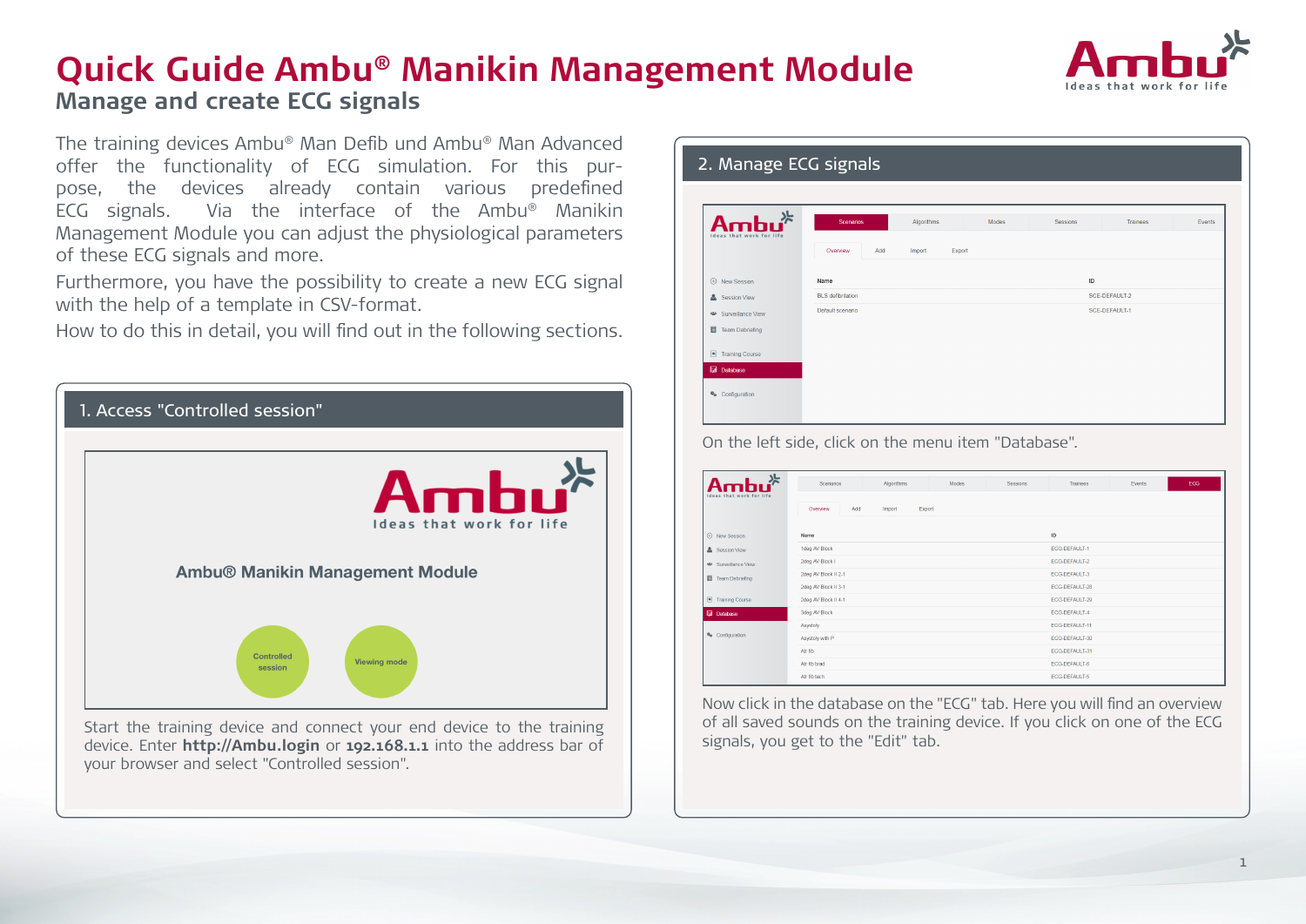# Quick Guide Ambu® Manikin Management Module

## Manage and create ECG signals

The training devices Ambu® Man Defib und Ambu® Man Advanced offer the functionality of ECG simulation. For this purpose, the devices already contain various predefined ECG signals. Via the interface of the Ambu® Manikin Management Module you can adjust the physiological parameters of these ECG signals and more.

Furthermore, you have the possibility to create a new ECG signal with the help of a template in CSV-format.

How to do this in detail, you will find out in the following sections.

### 1. Access "Controlled session"

Start the training device and connect your end device to the training device. Enter **http://Ambu.login** or **192.168.1.1** into the address bar of your browser and select "Controlled session".

### 2. Manage ECG signals

On the left side, click on the menu item "Database".

Now click in the database on the "ECG" tab. Here you will find an overview of all saved sounds on the training device. If you click on one of the ECG signals, you get to the "Edit" tab.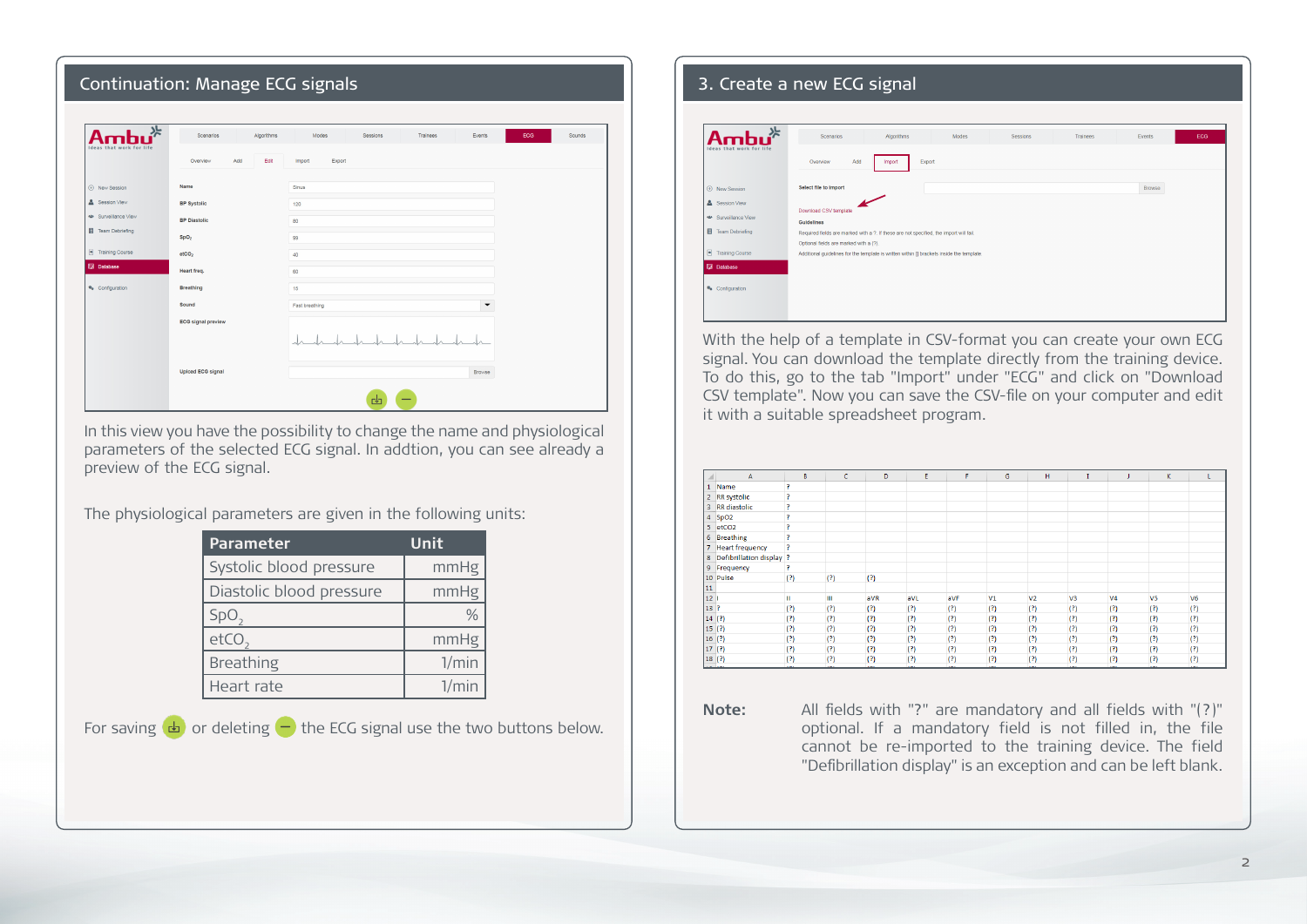## Continuation: Manage ECG signals

In this view you have the possibility to change the name and physiological parameters of the selected ECG signal. In addtion, you can see already a preview of the ECG signal.

The physiological parameters are given in the following units:

| Parameter | Unit |
|---|---|
| Systolic blood pressure | mmHg |
| Diastolic blood pressure | mmHg |
| $SpO_2$ | % |
| $etCO_2$ | mmHg |
| Breathing | 1/min |
| Heart rate | 1/min |

For saving or deleting the ECG signal use the two buttons below.

## 3. Create a new ECG signal

With the help of a template in CSV-format you can create your own ECG signal. You can download the template directly from the training device. To do this, go to the tab "Import" under "ECG" and click on "Download CSV template". Now you can save the CSV-file on your computer and edit it with a suitable spreadsheet program.

**Note:** All fields with "?" are mandatory and all fields with "(?)" optional. If a mandatory field is not filled in, the file cannot be re-imported to the training device. The field "Defibrillation display" is an exception and can be left blank.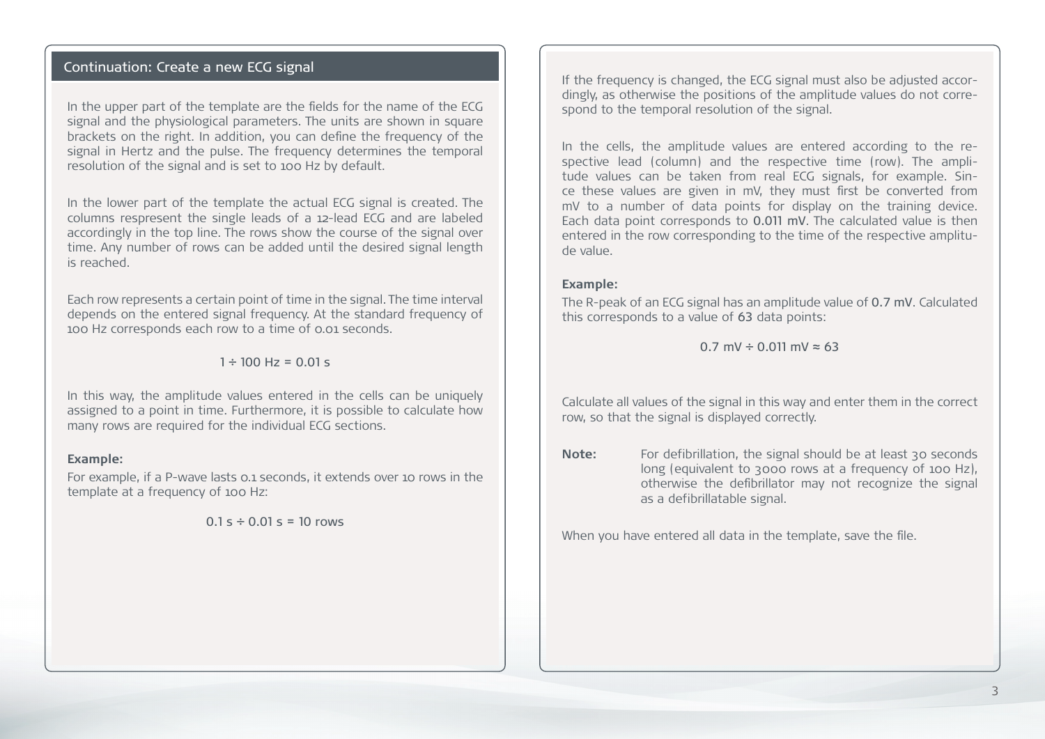## Continuation: Create a new ECG signal

In the upper part of the template are the fields for the name of the ECG signal and the physiological parameters. The units are shown in square brackets on the right. In addition, you can define the frequency of the signal in Hertz and the pulse. The frequency determines the temporal resolution of the signal and is set to 100 Hz by default.

In the lower part of the template the actual ECG signal is created. The columns respresent the single leads of a 12-lead ECG and are labeled accordingly in the top line. The rows show the course of the signal over time. Any number of rows can be added until the desired signal length is reached.

Each row represents a certain point of time in the signal. The time interval depends on the entered signal frequency. At the standard frequency of 100 Hz corresponds each row to a time of 0.01 seconds.

$$1 \div 100 \text{ Hz} = 0.01 \text{ s}$$

In this way, the amplitude values entered in the cells can be uniquely assigned to a point in time. Furthermore, it is possible to calculate how many rows are required for the individual ECG sections.

**Example:**

For example, if a P-wave lasts 0.1 seconds, it extends over 10 rows in the template at a frequency of 100 Hz:

$$0.1 \text{ s} \div 0.01 \text{ s} = 10 \text{ rows}$$

If the frequency is changed, the ECG signal must also be adjusted accordingly, as otherwise the positions of the amplitude values do not correspond to the temporal resolution of the signal.

In the cells, the amplitude values are entered according to the respective lead (column) and the respective time (row). The amplitude values can be taken from real ECG signals, for example. Since these values are given in mV, they must first be converted from mV to a number of data points for display on the training device. Each data point corresponds to **0.011 mV**. The calculated value is then entered in the row corresponding to the time of the respective amplitude value.

**Example:**

The R-peak of an ECG signal has an amplitude value of **0.7 mV**. Calculated this corresponds to a value of **63** data points:

$$0.7 \text{ mV} \div 0.011 \text{ mV} \approx 63$$

Calculate all values of the signal in this way and enter them in the correct row, so that the signal is displayed correctly.

**Note:** For defibrillation, the signal should be at least 30 seconds long (equivalent to 3000 rows at a frequency of 100 Hz), otherwise the defibrillator may not recognize the signal as a defibrillatable signal.

When you have entered all data in the template, save the file.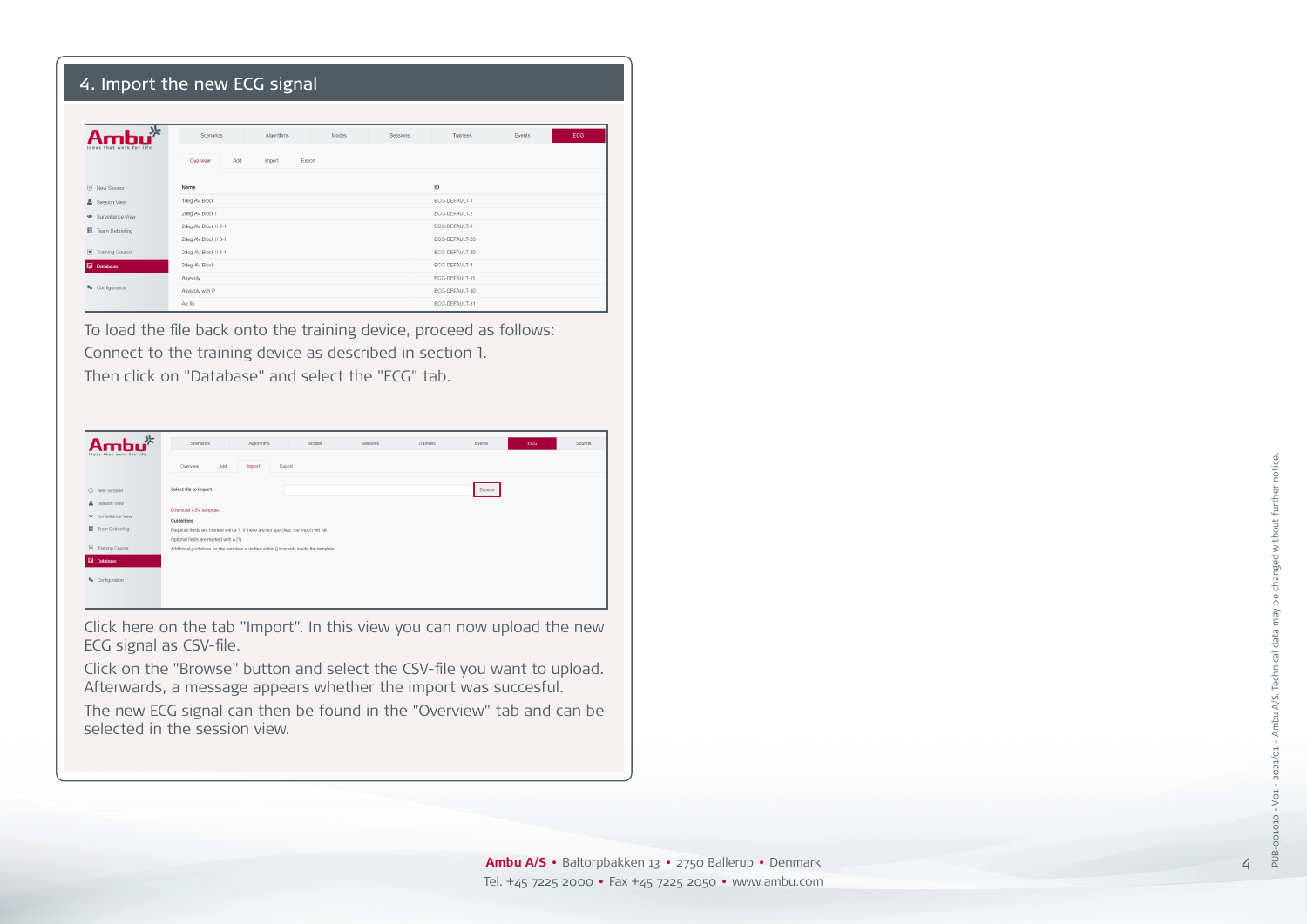## 4. Import the new ECG signal

To load the file back onto the training device, proceed as follows:
Connect to the training device as described in section 1.
Then click on "Database" and select the "ECG" tab.

Click here on the tab "Import". In this view you can now upload the new ECG signal as CSV-file.

Click on the "Browse" button and select the CSV-file you want to upload. Afterwards, a message appears whether the import was succesful.

The new ECG signal can then be found in the "Overview" tab and can be selected in the session view.

**Ambu A/S** • Baltorpbakken 13 • 2750 Ballerup • Denmark
Tel. +45 7225 2000 • Fax +45 7225 2050 • www.ambu.com

PUB-001010 - V01 - 2021/01 - Ambu A/S. Technical data may be changed without further notice.